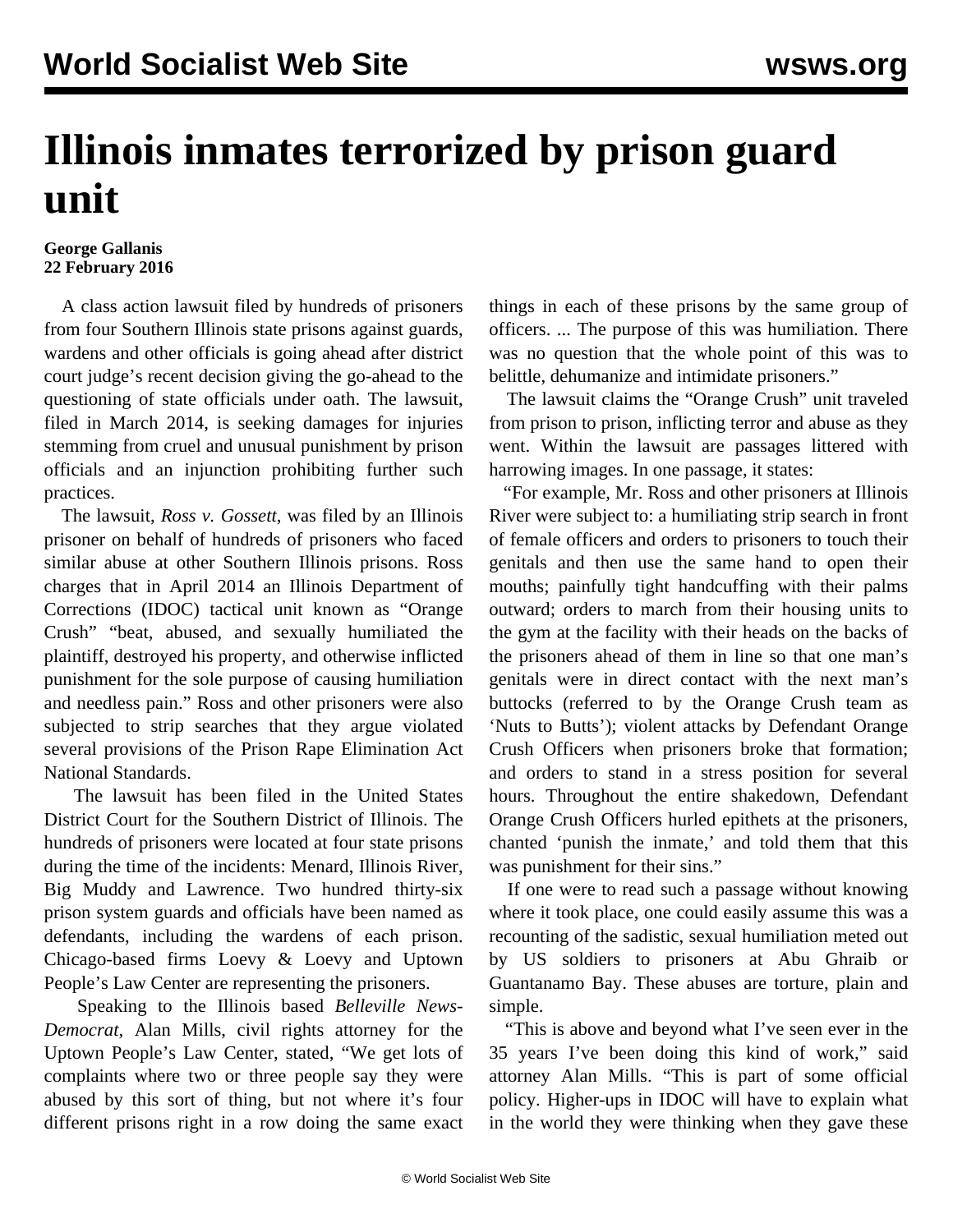# Illinois inmates terrorized by prison guard unit

**George Gallanis**
**22 February 2016**

A class action lawsuit filed by hundreds of prisoners from four Southern Illinois state prisons against guards, wardens and other officials is going ahead after district court judge's recent decision giving the go-ahead to the questioning of state officials under oath. The lawsuit, filed in March 2014, is seeking damages for injuries stemming from cruel and unusual punishment by prison officials and an injunction prohibiting further such practices.

The lawsuit, *Ross v. Gossett*, was filed by an Illinois prisoner on behalf of hundreds of prisoners who faced similar abuse at other Southern Illinois prisons. Ross charges that in April 2014 an Illinois Department of Corrections (IDOC) tactical unit known as "Orange Crush" "beat, abused, and sexually humiliated the plaintiff, destroyed his property, and otherwise inflicted punishment for the sole purpose of causing humiliation and needless pain." Ross and other prisoners were also subjected to strip searches that they argue violated several provisions of the Prison Rape Elimination Act National Standards.

The lawsuit has been filed in the United States District Court for the Southern District of Illinois. The hundreds of prisoners were located at four state prisons during the time of the incidents: Menard, Illinois River, Big Muddy and Lawrence. Two hundred thirty-six prison system guards and officials have been named as defendants, including the wardens of each prison. Chicago-based firms Loevy & Loevy and Uptown People's Law Center are representing the prisoners.

Speaking to the Illinois based *Belleville News-Democrat*, Alan Mills, civil rights attorney for the Uptown People's Law Center, stated, "We get lots of complaints where two or three people say they were abused by this sort of thing, but not where it's four different prisons right in a row doing the same exact things in each of these prisons by the same group of officers. ... The purpose of this was humiliation. There was no question that the whole point of this was to belittle, dehumanize and intimidate prisoners."

The lawsuit claims the "Orange Crush" unit traveled from prison to prison, inflicting terror and abuse as they went. Within the lawsuit are passages littered with harrowing images. In one passage, it states:

"For example, Mr. Ross and other prisoners at Illinois River were subject to: a humiliating strip search in front of female officers and orders to prisoners to touch their genitals and then use the same hand to open their mouths; painfully tight handcuffing with their palms outward; orders to march from their housing units to the gym at the facility with their heads on the backs of the prisoners ahead of them in line so that one man's genitals were in direct contact with the next man's buttocks (referred to by the Orange Crush team as 'Nuts to Butts'); violent attacks by Defendant Orange Crush Officers when prisoners broke that formation; and orders to stand in a stress position for several hours. Throughout the entire shakedown, Defendant Orange Crush Officers hurled epithets at the prisoners, chanted 'punish the inmate,' and told them that this was punishment for their sins."

If one were to read such a passage without knowing where it took place, one could easily assume this was a recounting of the sadistic, sexual humiliation meted out by US soldiers to prisoners at Abu Ghraib or Guantanamo Bay. These abuses are torture, plain and simple.

"This is above and beyond what I've seen ever in the 35 years I've been doing this kind of work," said attorney Alan Mills. "This is part of some official policy. Higher-ups in IDOC will have to explain what in the world they were thinking when they gave these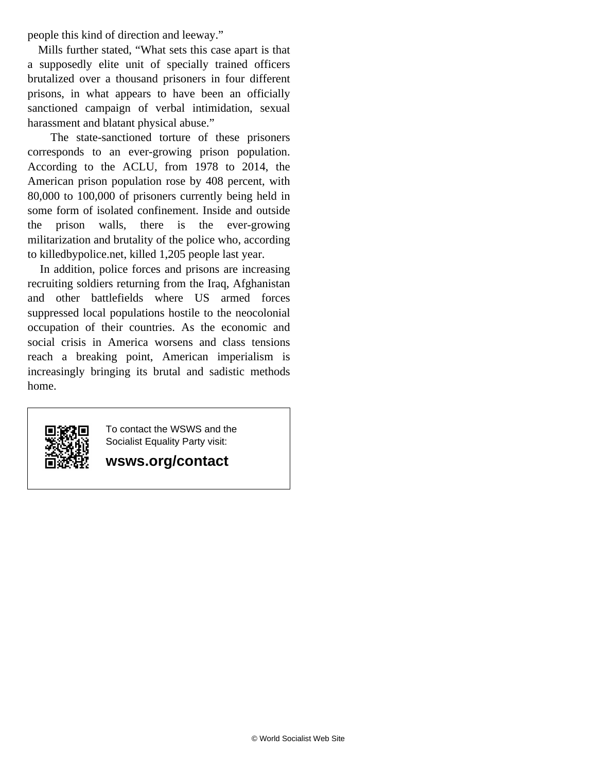people this kind of direction and leeway."

Mills further stated, "What sets this case apart is that a supposedly elite unit of specially trained officers brutalized over a thousand prisoners in four different prisons, in what appears to have been an officially sanctioned campaign of verbal intimidation, sexual harassment and blatant physical abuse."

The state-sanctioned torture of these prisoners corresponds to an ever-growing prison population. According to the ACLU, from 1978 to 2014, the American prison population rose by 408 percent, with 80,000 to 100,000 of prisoners currently being held in some form of isolated confinement. Inside and outside the prison walls, there is the ever-growing militarization and brutality of the police who, according to killedbypolice.net, killed 1,205 people last year.

In addition, police forces and prisons are increasing recruiting soldiers returning from the Iraq, Afghanistan and other battlefields where US armed forces suppressed local populations hostile to the neocolonial occupation of their countries. As the economic and social crisis in America worsens and class tensions reach a breaking point, American imperialism is increasingly bringing its brutal and sadistic methods home.

To contact the WSWS and the Socialist Equality Party visit:

**wsws.org/contact**